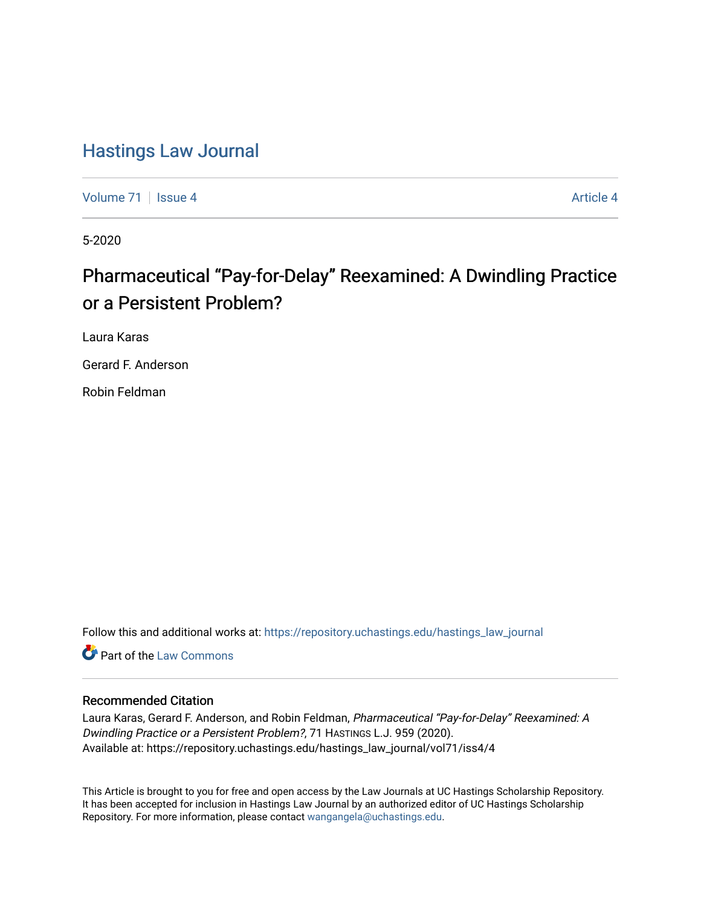# Hastings Law Journal

Volume 71 | Issue 4 | Article 4

5-2020

## Pharmaceutical “Pay-for-Delay” Reexamined: A Dwindling Practice or a Persistent Problem?

Laura Karas

Gerard F. Anderson

Robin Feldman

Follow this and additional works at: https://repository.uchastings.edu/hastings_law_journal

Part of the Law Commons

### Recommended Citation

Laura Karas, Gerard F. Anderson, and Robin Feldman, *Pharmaceutical “Pay-for-Delay” Reexamined: A Dwindling Practice or a Persistent Problem?*, 71 HASTINGS L.J. 959 (2020).
Available at: https://repository.uchastings.edu/hastings_law_journal/vol71/iss4/4

This Article is brought to you for free and open access by the Law Journals at UC Hastings Scholarship Repository. It has been accepted for inclusion in Hastings Law Journal by an authorized editor of UC Hastings Scholarship Repository. For more information, please contact wangangela@uchastings.edu.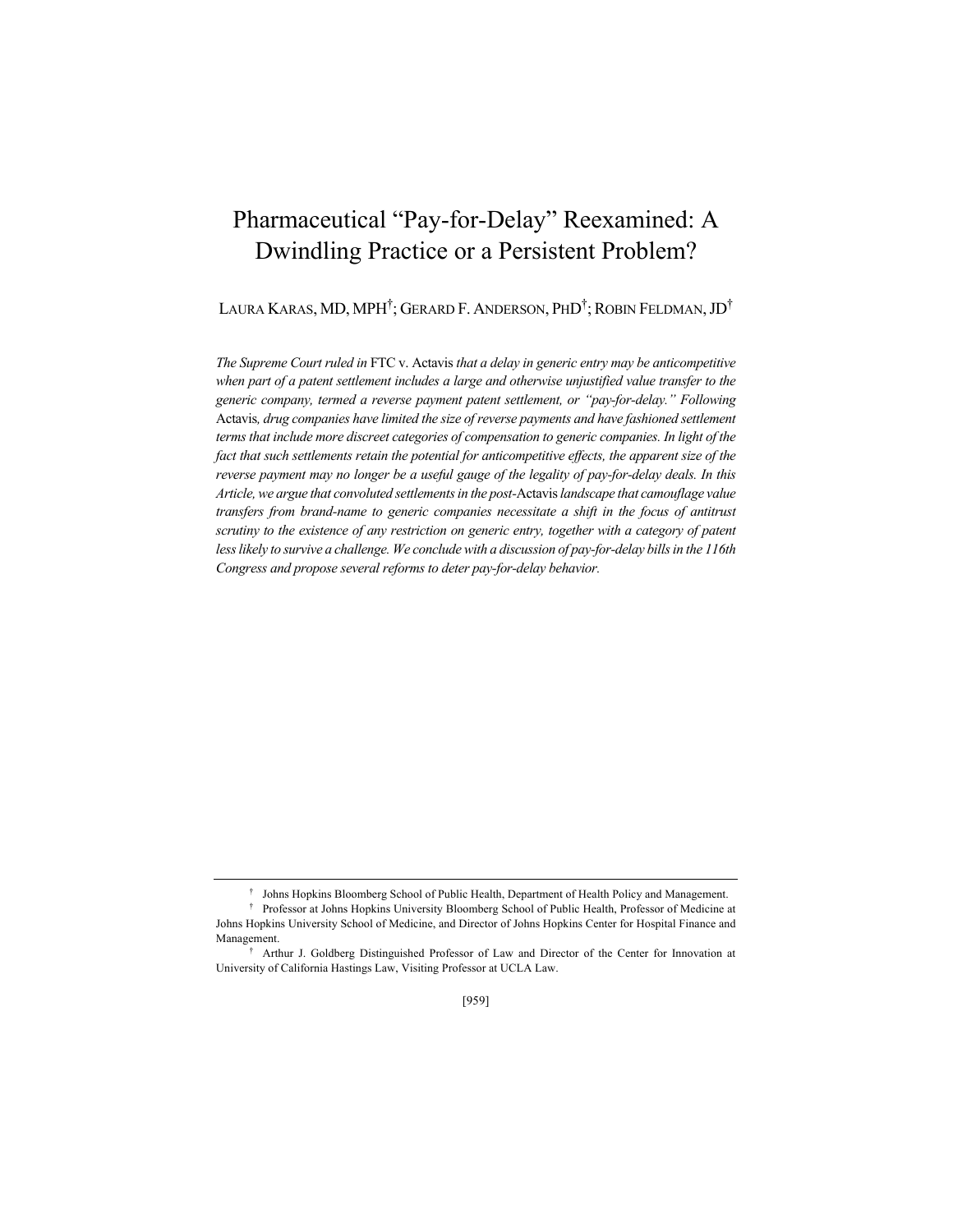# Pharmaceutical "Pay-for-Delay" Reexamined: A Dwindling Practice or a Persistent Problem?

LAURA KARAS, MD, MPH[†]; GERARD F. ANDERSON, PHD[†]; ROBIN FELDMAN, JD[†]

*The Supreme Court ruled in* FTC v. Actavis *that a delay in generic entry may be anticompetitive when part of a patent settlement includes a large and otherwise unjustified value transfer to the generic company, termed a reverse payment patent settlement, or "pay-for-delay." Following* Actavis*, drug companies have limited the size of reverse payments and have fashioned settlement terms that include more discreet categories of compensation to generic companies. In light of the fact that such settlements retain the potential for anticompetitive effects, the apparent size of the reverse payment may no longer be a useful gauge of the legality of pay-for-delay deals. In this Article, we argue that convoluted settlements in the post-*Actavis *landscape that camouflage value transfers from brand-name to generic companies necessitate a shift in the focus of antitrust scrutiny to the existence of any restriction on generic entry, together with a category of patent less likely to survive a challenge. We conclude with a discussion of pay-for-delay bills in the 116th Congress and propose several reforms to deter pay-for-delay behavior.*

---

[†] Johns Hopkins Bloomberg School of Public Health, Department of Health Policy and Management.

[†] Professor at Johns Hopkins University Bloomberg School of Public Health, Professor of Medicine at Johns Hopkins University School of Medicine, and Director of Johns Hopkins Center for Hospital Finance and Management.

[†] Arthur J. Goldberg Distinguished Professor of Law and Director of the Center for Innovation at University of California Hastings Law, Visiting Professor at UCLA Law.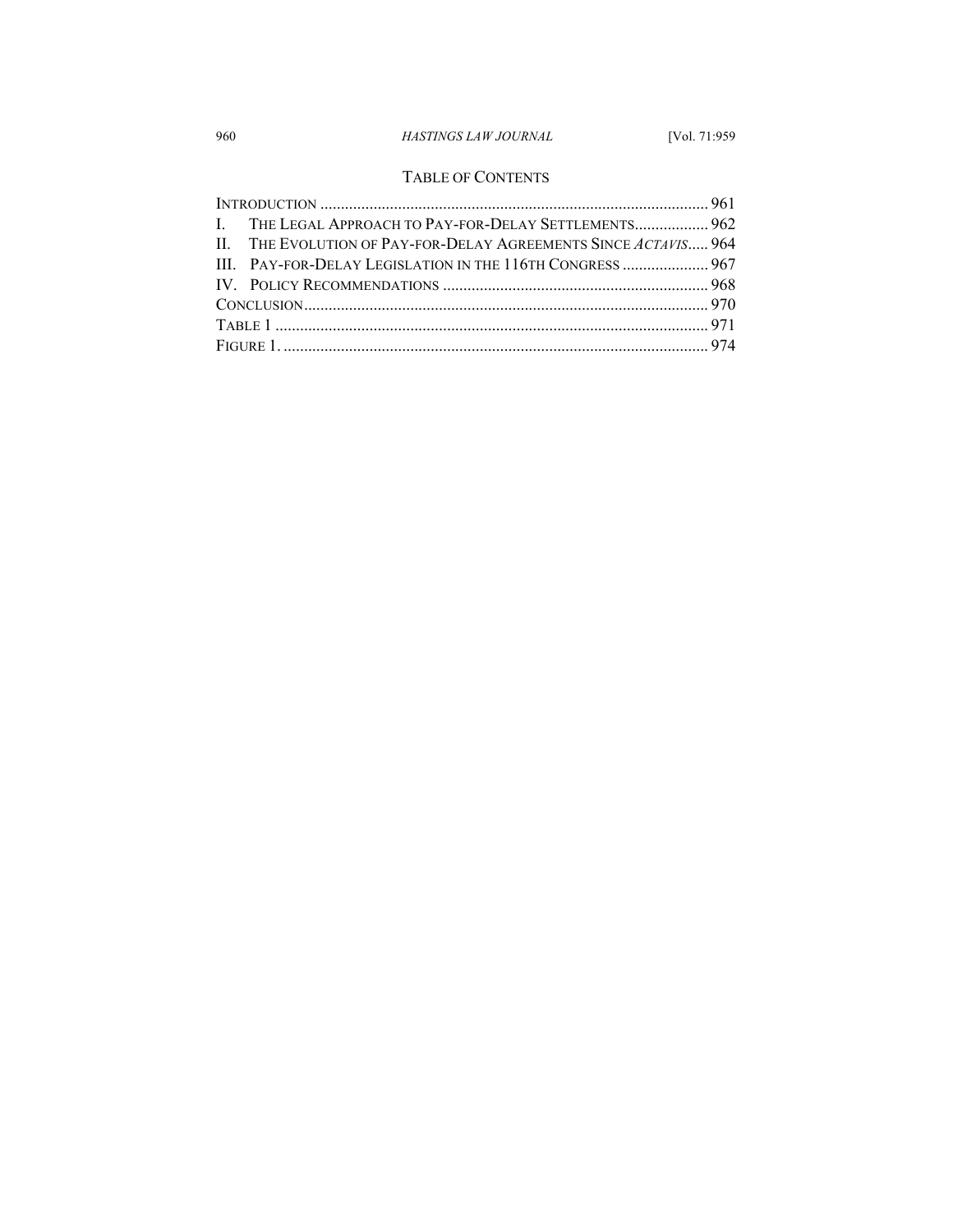## TABLE OF CONTENTS

INTRODUCTION .............................................................................................. 961
I. THE LEGAL APPROACH TO PAY-FOR-DELAY SETTLEMENTS.................. 962
II. THE EVOLUTION OF PAY-FOR-DELAY AGREEMENTS SINCE *ACTAVIS*..... 964
III. PAY-FOR-DELAY LEGISLATION IN THE 116TH CONGRESS ..................... 967
IV. POLICY RECOMMENDATIONS ................................................................ 968
CONCLUSION.................................................................................................. 970
TABLE 1 ......................................................................................................... 971
FIGURE 1. ....................................................................................................... 974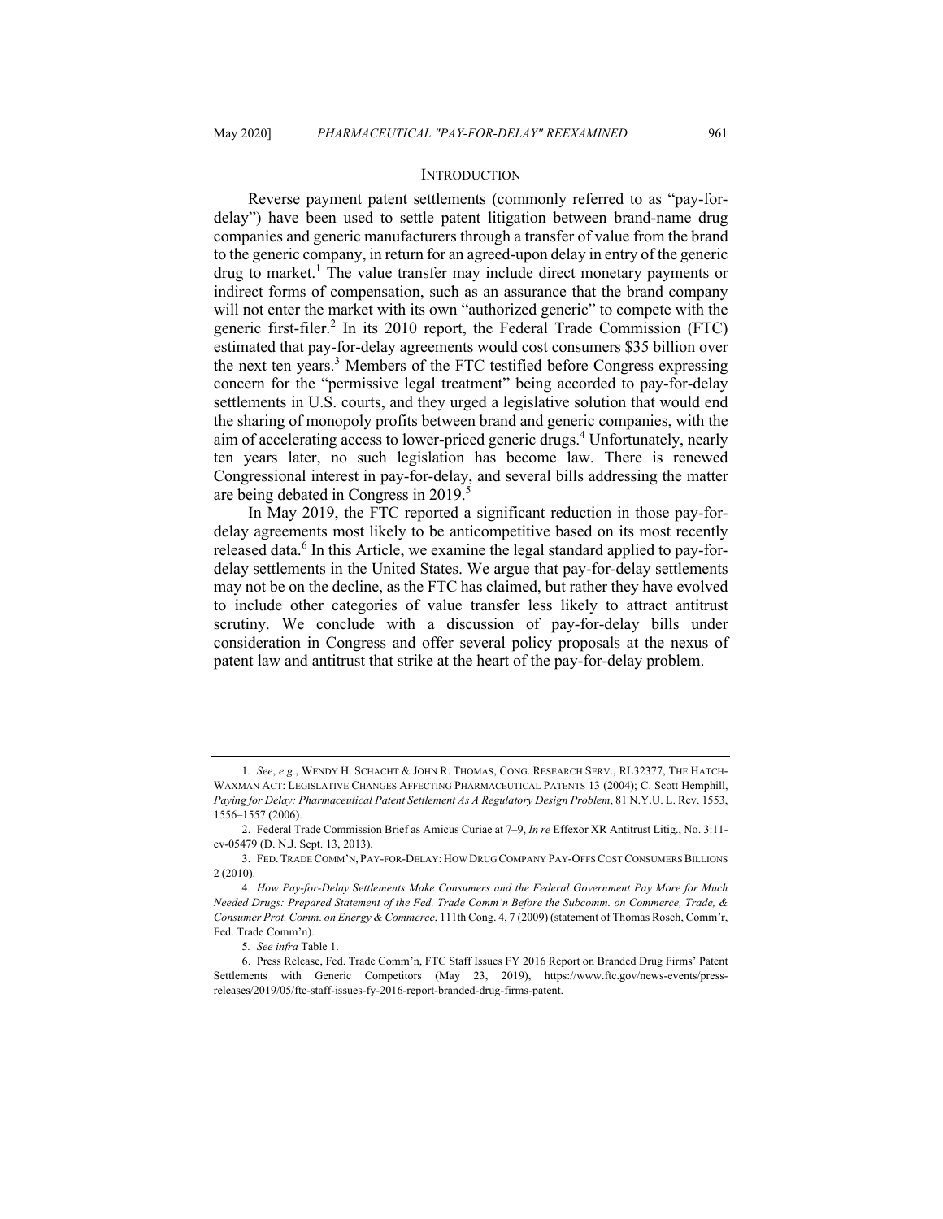## INTRODUCTION

Reverse payment patent settlements (commonly referred to as "pay-for-delay") have been used to settle patent litigation between brand-name drug companies and generic manufacturers through a transfer of value from the brand to the generic company, in return for an agreed-upon delay in entry of the generic drug to market.[1] The value transfer may include direct monetary payments or indirect forms of compensation, such as an assurance that the brand company will not enter the market with its own "authorized generic" to compete with the generic first-filer.[2] In its 2010 report, the Federal Trade Commission (FTC) estimated that pay-for-delay agreements would cost consumers $35 billion over the next ten years.[3] Members of the FTC testified before Congress expressing concern for the "permissive legal treatment" being accorded to pay-for-delay settlements in U.S. courts, and they urged a legislative solution that would end the sharing of monopoly profits between brand and generic companies, with the aim of accelerating access to lower-priced generic drugs.[4] Unfortunately, nearly ten years later, no such legislation has become law. There is renewed Congressional interest in pay-for-delay, and several bills addressing the matter are being debated in Congress in 2019.[5]

In May 2019, the FTC reported a significant reduction in those pay-for-delay agreements most likely to be anticompetitive based on its most recently released data.[6] In this Article, we examine the legal standard applied to pay-for-delay settlements in the United States. We argue that pay-for-delay settlements may not be on the decline, as the FTC has claimed, but rather they have evolved to include other categories of value transfer less likely to attract antitrust scrutiny. We conclude with a discussion of pay-for-delay bills under consideration in Congress and offer several policy proposals at the nexus of patent law and antitrust that strike at the heart of the pay-for-delay problem.

---

1. *See*, *e.g.*, WENDY H. SCHACHT & JOHN R. THOMAS, CONG. RESEARCH SERV., RL32377, THE HATCH-WAXMAN ACT: LEGISLATIVE CHANGES AFFECTING PHARMACEUTICAL PATENTS 13 (2004); C. Scott Hemphill, *Paying for Delay: Pharmaceutical Patent Settlement As A Regulatory Design Problem*, 81 N.Y.U. L. Rev. 1553, 1556–1557 (2006).

2. Federal Trade Commission Brief as Amicus Curiae at 7–9, *In re* Effexor XR Antitrust Litig., No. 3:11-cv-05479 (D. N.J. Sept. 13, 2013).

3. FED. TRADE COMM'N, PAY-FOR-DELAY: HOW DRUG COMPANY PAY-OFFS COST CONSUMERS BILLIONS 2 (2010).

4. *How Pay-for-Delay Settlements Make Consumers and the Federal Government Pay More for Much Needed Drugs: Prepared Statement of the Fed. Trade Comm'n Before the Subcomm. on Commerce, Trade, & Consumer Prot. Comm. on Energy & Commerce*, 111th Cong. 4, 7 (2009) (statement of Thomas Rosch, Comm'r, Fed. Trade Comm'n).

5. *See infra* Table 1.

6. Press Release, Fed. Trade Comm'n, FTC Staff Issues FY 2016 Report on Branded Drug Firms' Patent Settlements with Generic Competitors (May 23, 2019), https://www.ftc.gov/news-events/press-releases/2019/05/ftc-staff-issues-fy-2016-report-branded-drug-firms-patent.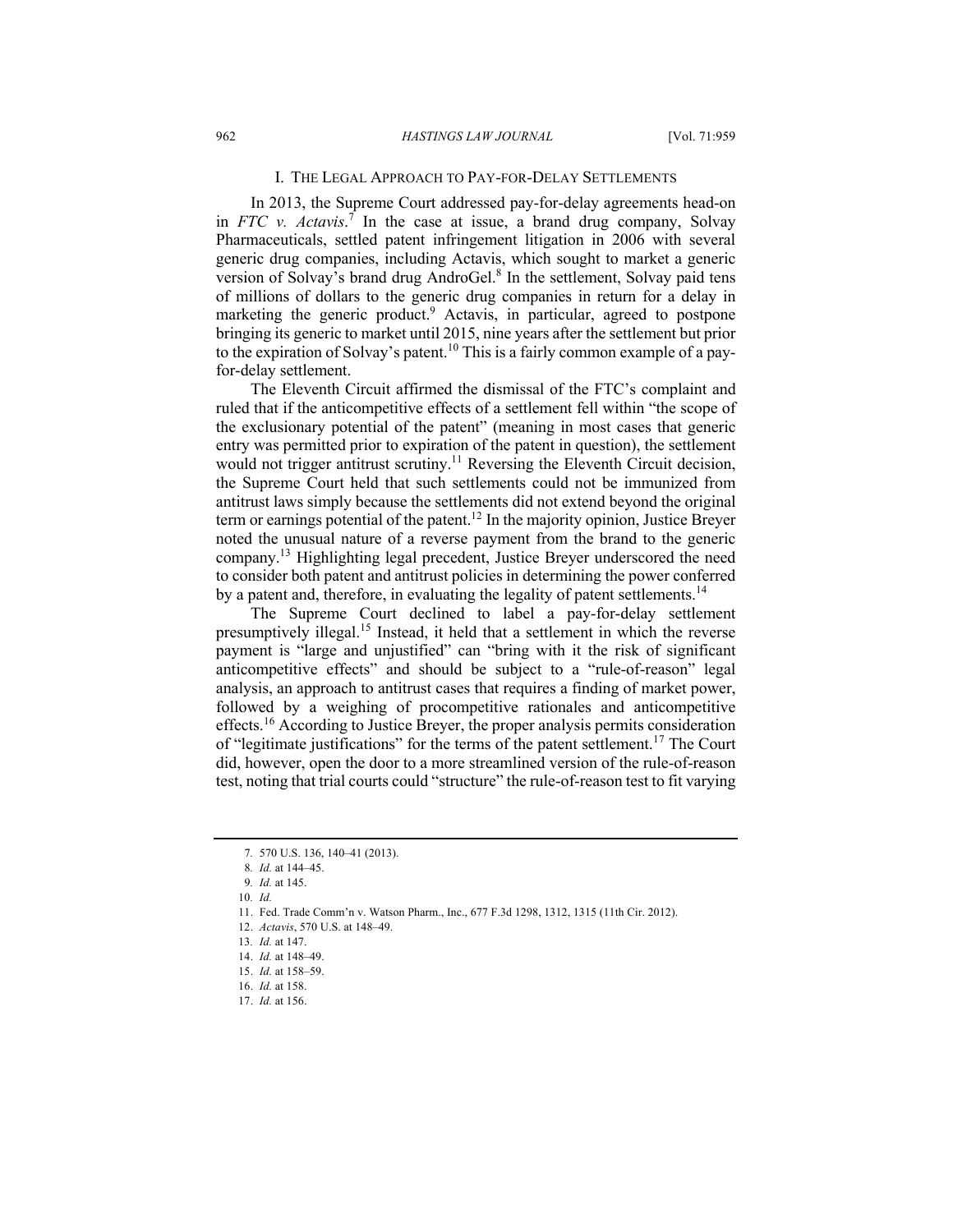## I. THE LEGAL APPROACH TO PAY-FOR-DELAY SETTLEMENTS

In 2013, the Supreme Court addressed pay-for-delay agreements head-on in *FTC v. Actavis*.[7] In the case at issue, a brand drug company, Solvay Pharmaceuticals, settled patent infringement litigation in 2006 with several generic drug companies, including Actavis, which sought to market a generic version of Solvay's brand drug AndroGel.[8] In the settlement, Solvay paid tens of millions of dollars to the generic drug companies in return for a delay in marketing the generic product.[9] Actavis, in particular, agreed to postpone bringing its generic to market until 2015, nine years after the settlement but prior to the expiration of Solvay's patent.[10] This is a fairly common example of a pay-for-delay settlement.

The Eleventh Circuit affirmed the dismissal of the FTC's complaint and ruled that if the anticompetitive effects of a settlement fell within "the scope of the exclusionary potential of the patent" (meaning in most cases that generic entry was permitted prior to expiration of the patent in question), the settlement would not trigger antitrust scrutiny.[11] Reversing the Eleventh Circuit decision, the Supreme Court held that such settlements could not be immunized from antitrust laws simply because the settlements did not extend beyond the original term or earnings potential of the patent.[12] In the majority opinion, Justice Breyer noted the unusual nature of a reverse payment from the brand to the generic company.[13] Highlighting legal precedent, Justice Breyer underscored the need to consider both patent and antitrust policies in determining the power conferred by a patent and, therefore, in evaluating the legality of patent settlements.[14]

The Supreme Court declined to label a pay-for-delay settlement presumptively illegal.[15] Instead, it held that a settlement in which the reverse payment is "large and unjustified" can "bring with it the risk of significant anticompetitive effects" and should be subject to a "rule-of-reason" legal analysis, an approach to antitrust cases that requires a finding of market power, followed by a weighing of procompetitive rationales and anticompetitive effects.[16] According to Justice Breyer, the proper analysis permits consideration of "legitimate justifications" for the terms of the patent settlement.[17] The Court did, however, open the door to a more streamlined version of the rule-of-reason test, noting that trial courts could "structure" the rule-of-reason test to fit varying

---

7. 570 U.S. 136, 140–41 (2013).

8. *Id.* at 144–45.

9. *Id.* at 145.

10. *Id.*

11. Fed. Trade Comm'n v. Watson Pharm., Inc., 677 F.3d 1298, 1312, 1315 (11th Cir. 2012).

12. *Actavis*, 570 U.S. at 148–49.

13. *Id.* at 147.

14. *Id.* at 148–49.

15. *Id.* at 158–59.

16. *Id.* at 158.

17. *Id.* at 156.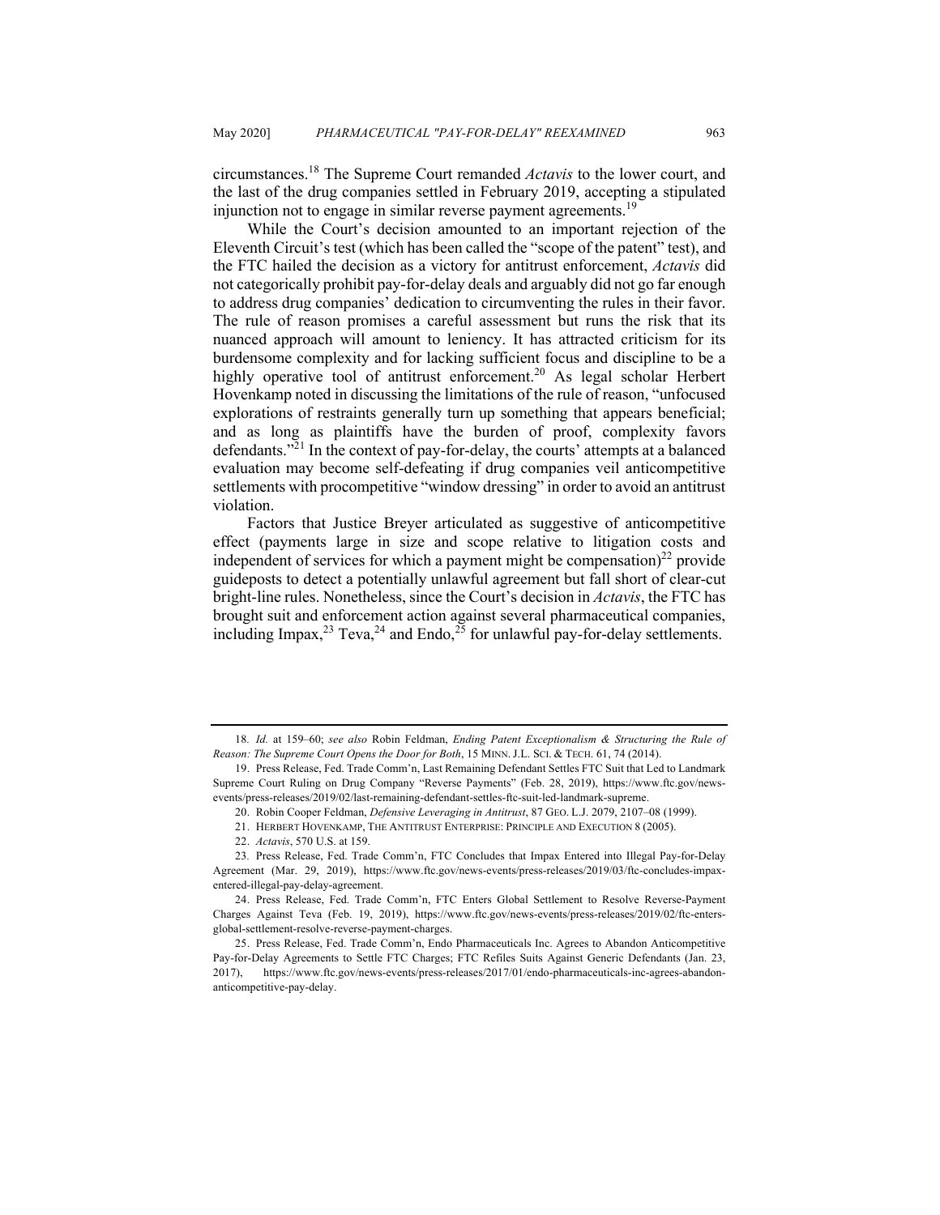circumstances.[18] The Supreme Court remanded *Actavis* to the lower court, and the last of the drug companies settled in February 2019, accepting a stipulated injunction not to engage in similar reverse payment agreements.[19]

While the Court's decision amounted to an important rejection of the Eleventh Circuit's test (which has been called the "scope of the patent" test), and the FTC hailed the decision as a victory for antitrust enforcement, *Actavis* did not categorically prohibit pay-for-delay deals and arguably did not go far enough to address drug companies' dedication to circumventing the rules in their favor. The rule of reason promises a careful assessment but runs the risk that its nuanced approach will amount to leniency. It has attracted criticism for its burdensome complexity and for lacking sufficient focus and discipline to be a highly operative tool of antitrust enforcement.[20] As legal scholar Herbert Hovenkamp noted in discussing the limitations of the rule of reason, "unfocused explorations of restraints generally turn up something that appears beneficial; and as long as plaintiffs have the burden of proof, complexity favors defendants."[21] In the context of pay-for-delay, the courts' attempts at a balanced evaluation may become self-defeating if drug companies veil anticompetitive settlements with procompetitive "window dressing" in order to avoid an antitrust violation.

Factors that Justice Breyer articulated as suggestive of anticompetitive effect (payments large in size and scope relative to litigation costs and independent of services for which a payment might be compensation)[22] provide guideposts to detect a potentially unlawful agreement but fall short of clear-cut bright-line rules. Nonetheless, since the Court's decision in *Actavis*, the FTC has brought suit and enforcement action against several pharmaceutical companies, including Impax,[23] Teva,[24] and Endo,[25] for unlawful pay-for-delay settlements.

---

18. *Id.* at 159–60; *see also* Robin Feldman, *Ending Patent Exceptionalism & Structuring the Rule of Reason: The Supreme Court Opens the Door for Both*, 15 MINN. J.L. SCI. & TECH. 61, 74 (2014).

19. Press Release, Fed. Trade Comm'n, Last Remaining Defendant Settles FTC Suit that Led to Landmark Supreme Court Ruling on Drug Company "Reverse Payments" (Feb. 28, 2019), https://www.ftc.gov/news-events/press-releases/2019/02/last-remaining-defendant-settles-ftc-suit-led-landmark-supreme.

20. Robin Cooper Feldman, *Defensive Leveraging in Antitrust*, 87 GEO. L.J. 2079, 2107–08 (1999).

21. HERBERT HOVENKAMP, THE ANTITRUST ENTERPRISE: PRINCIPLE AND EXECUTION 8 (2005).

22. *Actavis*, 570 U.S. at 159.

23. Press Release, Fed. Trade Comm'n, FTC Concludes that Impax Entered into Illegal Pay-for-Delay Agreement (Mar. 29, 2019), https://www.ftc.gov/news-events/press-releases/2019/03/ftc-concludes-impax-entered-illegal-pay-delay-agreement.

24. Press Release, Fed. Trade Comm'n, FTC Enters Global Settlement to Resolve Reverse-Payment Charges Against Teva (Feb. 19, 2019), https://www.ftc.gov/news-events/press-releases/2019/02/ftc-enters-global-settlement-resolve-reverse-payment-charges.

25. Press Release, Fed. Trade Comm'n, Endo Pharmaceuticals Inc. Agrees to Abandon Anticompetitive Pay-for-Delay Agreements to Settle FTC Charges; FTC Refiles Suits Against Generic Defendants (Jan. 23, 2017), https://www.ftc.gov/news-events/press-releases/2017/01/endo-pharmaceuticals-inc-agrees-abandon-anticompetitive-pay-delay.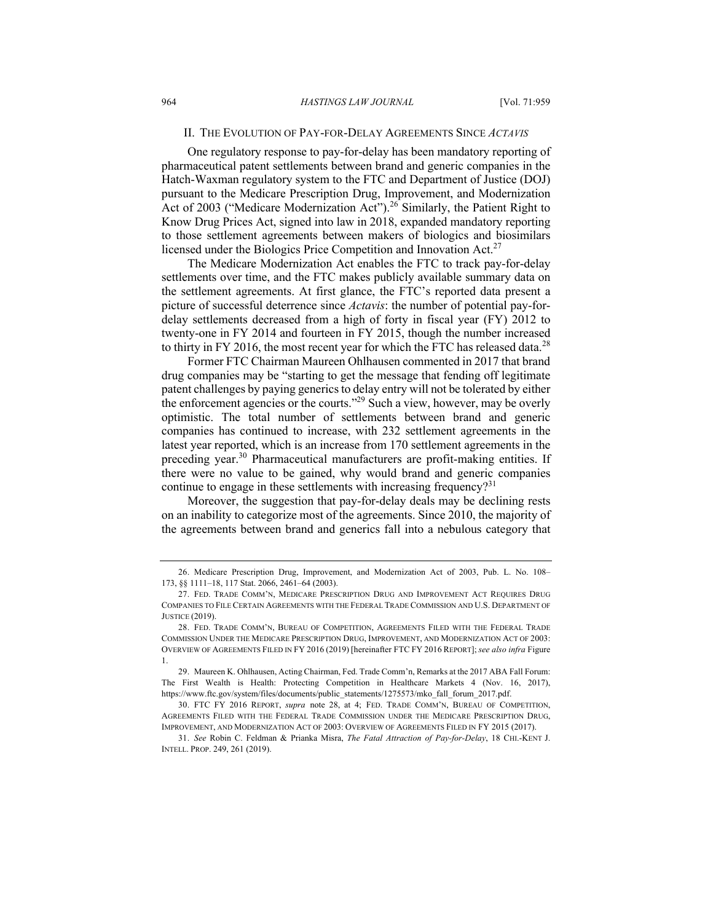## II. The Evolution of Pay-for-Delay Agreements Since *Actavis*

One regulatory response to pay-for-delay has been mandatory reporting of pharmaceutical patent settlements between brand and generic companies in the Hatch-Waxman regulatory system to the FTC and Department of Justice (DOJ) pursuant to the Medicare Prescription Drug, Improvement, and Modernization Act of 2003 ("Medicare Modernization Act").[26] Similarly, the Patient Right to Know Drug Prices Act, signed into law in 2018, expanded mandatory reporting to those settlement agreements between makers of biologics and biosimilars licensed under the Biologics Price Competition and Innovation Act.[27]

The Medicare Modernization Act enables the FTC to track pay-for-delay settlements over time, and the FTC makes publicly available summary data on the settlement agreements. At first glance, the FTC's reported data present a picture of successful deterrence since *Actavis*: the number of potential pay-for-delay settlements decreased from a high of forty in fiscal year (FY) 2012 to twenty-one in FY 2014 and fourteen in FY 2015, though the number increased to thirty in FY 2016, the most recent year for which the FTC has released data.[28]

Former FTC Chairman Maureen Ohlhausen commented in 2017 that brand drug companies may be "starting to get the message that fending off legitimate patent challenges by paying generics to delay entry will not be tolerated by either the enforcement agencies or the courts."[29] Such a view, however, may be overly optimistic. The total number of settlements between brand and generic companies has continued to increase, with 232 settlement agreements in the latest year reported, which is an increase from 170 settlement agreements in the preceding year.[30] Pharmaceutical manufacturers are profit-making entities. If there were no value to be gained, why would brand and generic companies continue to engage in these settlements with increasing frequency?[31]

Moreover, the suggestion that pay-for-delay deals may be declining rests on an inability to categorize most of the agreements. Since 2010, the majority of the agreements between brand and generics fall into a nebulous category that

---

26. Medicare Prescription Drug, Improvement, and Modernization Act of 2003, Pub. L. No. 108–173, §§ 1111–18, 117 Stat. 2066, 2461–64 (2003).

27. Fed. Trade Comm'n, Medicare Prescription Drug and Improvement Act Requires Drug Companies to File Certain Agreements with the Federal Trade Commission and U.S. Department of Justice (2019).

28. Fed. Trade Comm'n, Bureau of Competition, Agreements Filed with the Federal Trade Commission Under the Medicare Prescription Drug, Improvement, and Modernization Act of 2003: Overview of Agreements Filed in FY 2016 (2019) [hereinafter FTC FY 2016 Report]; *see also infra* Figure 1.

29. Maureen K. Ohlhausen, Acting Chairman, Fed. Trade Comm'n, Remarks at the 2017 ABA Fall Forum: The First Wealth is Health: Protecting Competition in Healthcare Markets 4 (Nov. 16, 2017), https://www.ftc.gov/system/files/documents/public_statements/1275573/mko_fall_forum_2017.pdf.

30. FTC FY 2016 Report, *supra* note 28, at 4; Fed. Trade Comm'n, Bureau of Competition, Agreements Filed with the Federal Trade Commission under the Medicare Prescription Drug, Improvement, and Modernization Act of 2003: Overview of Agreements Filed in FY 2015 (2017).

31. *See* Robin C. Feldman & Prianka Misra, *The Fatal Attraction of Pay-for-Delay*, 18 Chi.-Kent J. Intell. Prop. 249, 261 (2019).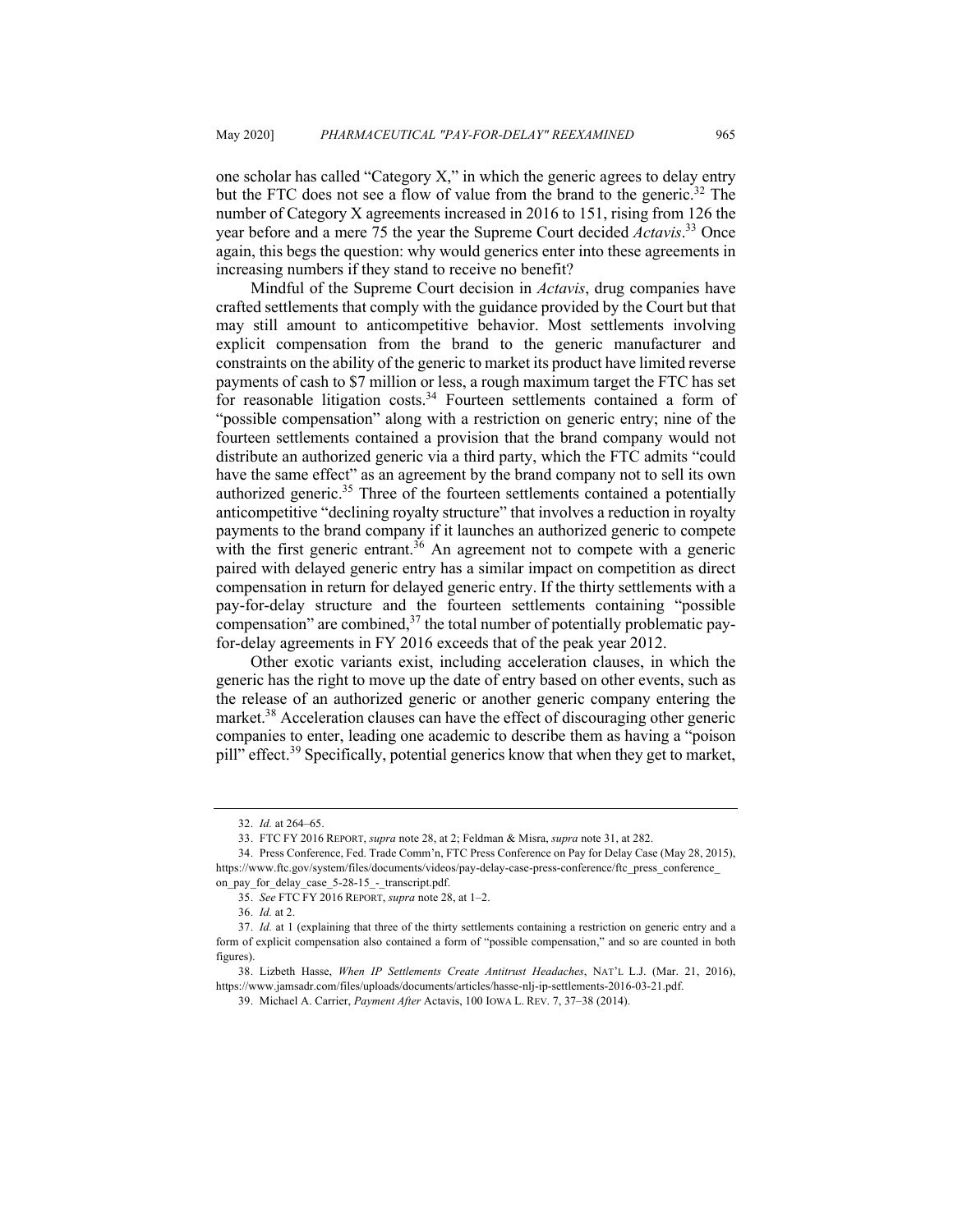one scholar has called "Category X," in which the generic agrees to delay entry but the FTC does not see a flow of value from the brand to the generic.[32] The number of Category X agreements increased in 2016 to 151, rising from 126 the year before and a mere 75 the year the Supreme Court decided *Actavis*.[33] Once again, this begs the question: why would generics enter into these agreements in increasing numbers if they stand to receive no benefit?

Mindful of the Supreme Court decision in *Actavis*, drug companies have crafted settlements that comply with the guidance provided by the Court but that may still amount to anticompetitive behavior. Most settlements involving explicit compensation from the brand to the generic manufacturer and constraints on the ability of the generic to market its product have limited reverse payments of cash to $7 million or less, a rough maximum target the FTC has set for reasonable litigation costs.[34] Fourteen settlements contained a form of "possible compensation" along with a restriction on generic entry; nine of the fourteen settlements contained a provision that the brand company would not distribute an authorized generic via a third party, which the FTC admits "could have the same effect" as an agreement by the brand company not to sell its own authorized generic.[35] Three of the fourteen settlements contained a potentially anticompetitive "declining royalty structure" that involves a reduction in royalty payments to the brand company if it launches an authorized generic to compete with the first generic entrant.[36] An agreement not to compete with a generic paired with delayed generic entry has a similar impact on competition as direct compensation in return for delayed generic entry. If the thirty settlements with a pay-for-delay structure and the fourteen settlements containing "possible compensation" are combined,[37] the total number of potentially problematic pay-for-delay agreements in FY 2016 exceeds that of the peak year 2012.

Other exotic variants exist, including acceleration clauses, in which the generic has the right to move up the date of entry based on other events, such as the release of an authorized generic or another generic company entering the market.[38] Acceleration clauses can have the effect of discouraging other generic companies to enter, leading one academic to describe them as having a "poison pill" effect.[39] Specifically, potential generics know that when they get to market,

---

32. *Id.* at 264–65.

33. FTC FY 2016 REPORT, *supra* note 28, at 2; Feldman & Misra, *supra* note 31, at 282.

34. Press Conference, Fed. Trade Comm'n, FTC Press Conference on Pay for Delay Case (May 28, 2015), https://www.ftc.gov/system/files/documents/videos/pay-delay-case-press-conference/ftc_press_conference_on_pay_for_delay_case_5-28-15_-_transcript.pdf.

35. *See* FTC FY 2016 REPORT, *supra* note 28, at 1–2.

36. *Id.* at 2.

37. *Id.* at 1 (explaining that three of the thirty settlements containing a restriction on generic entry and a form of explicit compensation also contained a form of "possible compensation," and so are counted in both figures).

38. Lizbeth Hasse, *When IP Settlements Create Antitrust Headaches*, NAT'L L.J. (Mar. 21, 2016), https://www.jamsadr.com/files/uploads/documents/articles/hasse-nlj-ip-settlements-2016-03-21.pdf.

39. Michael A. Carrier, *Payment After* Actavis, 100 IOWA L. REV. 7, 37–38 (2014).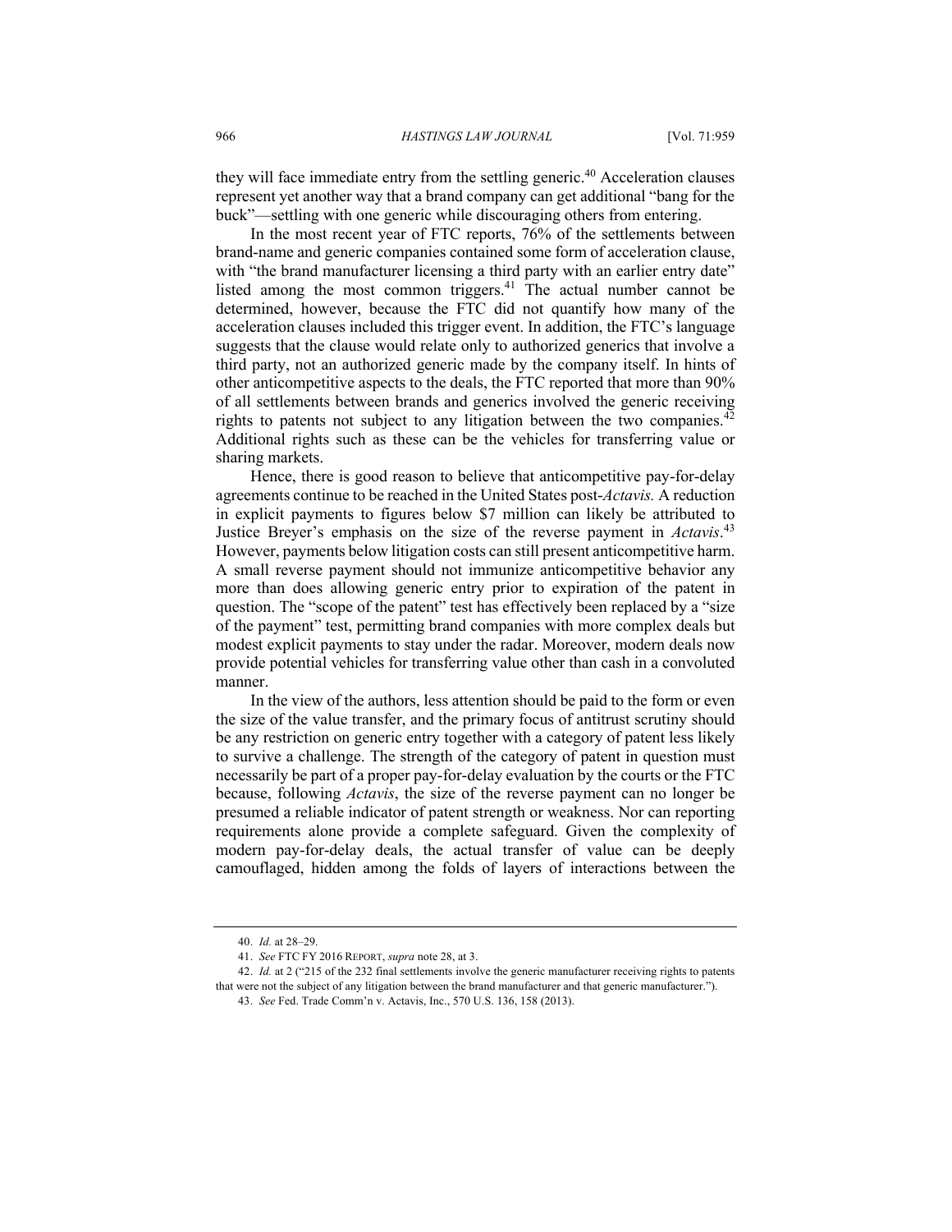they will face immediate entry from the settling generic.[40] Acceleration clauses represent yet another way that a brand company can get additional "bang for the buck"—settling with one generic while discouraging others from entering.

In the most recent year of FTC reports, 76% of the settlements between brand-name and generic companies contained some form of acceleration clause, with "the brand manufacturer licensing a third party with an earlier entry date" listed among the most common triggers.[41] The actual number cannot be determined, however, because the FTC did not quantify how many of the acceleration clauses included this trigger event. In addition, the FTC's language suggests that the clause would relate only to authorized generics that involve a third party, not an authorized generic made by the company itself. In hints of other anticompetitive aspects to the deals, the FTC reported that more than 90% of all settlements between brands and generics involved the generic receiving rights to patents not subject to any litigation between the two companies.[42] Additional rights such as these can be the vehicles for transferring value or sharing markets.

Hence, there is good reason to believe that anticompetitive pay-for-delay agreements continue to be reached in the United States post-*Actavis.* A reduction in explicit payments to figures below $7 million can likely be attributed to Justice Breyer's emphasis on the size of the reverse payment in *Actavis*.[43] However, payments below litigation costs can still present anticompetitive harm. A small reverse payment should not immunize anticompetitive behavior any more than does allowing generic entry prior to expiration of the patent in question. The "scope of the patent" test has effectively been replaced by a "size of the payment" test, permitting brand companies with more complex deals but modest explicit payments to stay under the radar. Moreover, modern deals now provide potential vehicles for transferring value other than cash in a convoluted manner.

In the view of the authors, less attention should be paid to the form or even the size of the value transfer, and the primary focus of antitrust scrutiny should be any restriction on generic entry together with a category of patent less likely to survive a challenge. The strength of the category of patent in question must necessarily be part of a proper pay-for-delay evaluation by the courts or the FTC because, following *Actavis*, the size of the reverse payment can no longer be presumed a reliable indicator of patent strength or weakness. Nor can reporting requirements alone provide a complete safeguard. Given the complexity of modern pay-for-delay deals, the actual transfer of value can be deeply camouflaged, hidden among the folds of layers of interactions between the

---

40. *Id.* at 28–29.

41. *See* FTC FY 2016 REPORT, *supra* note 28, at 3.

42. *Id.* at 2 ("215 of the 232 final settlements involve the generic manufacturer receiving rights to patents that were not the subject of any litigation between the brand manufacturer and that generic manufacturer.").

43. *See* Fed. Trade Comm'n v. Actavis, Inc., 570 U.S. 136, 158 (2013).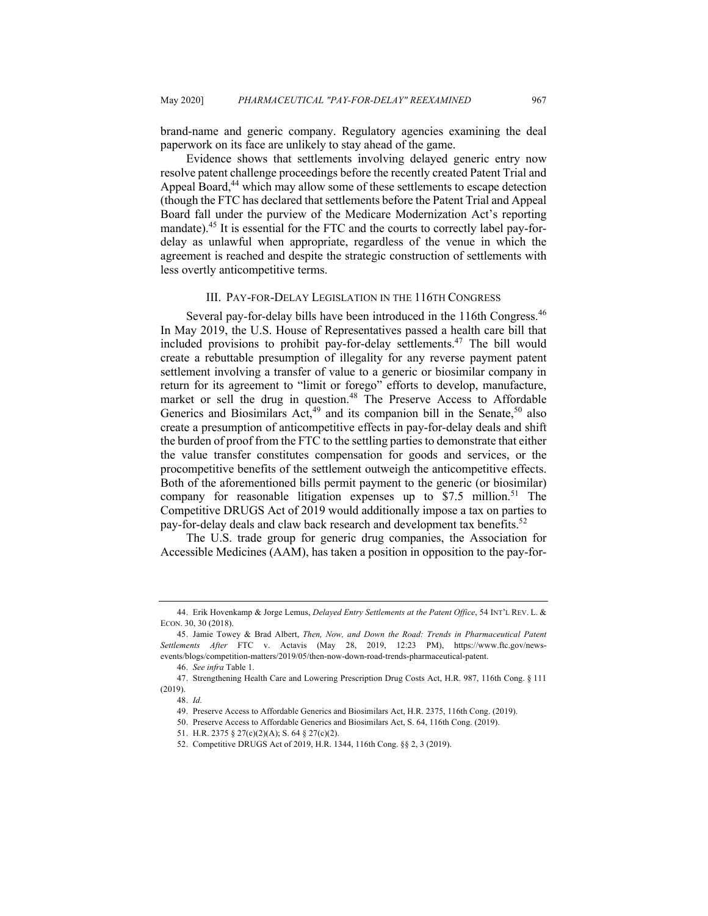brand-name and generic company. Regulatory agencies examining the deal paperwork on its face are unlikely to stay ahead of the game.

Evidence shows that settlements involving delayed generic entry now resolve patent challenge proceedings before the recently created Patent Trial and Appeal Board,[44] which may allow some of these settlements to escape detection (though the FTC has declared that settlements before the Patent Trial and Appeal Board fall under the purview of the Medicare Modernization Act's reporting mandate).[45] It is essential for the FTC and the courts to correctly label pay-for-delay as unlawful when appropriate, regardless of the venue in which the agreement is reached and despite the strategic construction of settlements with less overtly anticompetitive terms.

## III. Pay-for-Delay Legislation in the 116th Congress

Several pay-for-delay bills have been introduced in the 116th Congress.[46] In May 2019, the U.S. House of Representatives passed a health care bill that included provisions to prohibit pay-for-delay settlements.[47] The bill would create a rebuttable presumption of illegality for any reverse payment patent settlement involving a transfer of value to a generic or biosimilar company in return for its agreement to "limit or forego" efforts to develop, manufacture, market or sell the drug in question.[48] The Preserve Access to Affordable Generics and Biosimilars Act,[49] and its companion bill in the Senate,[50] also create a presumption of anticompetitive effects in pay-for-delay deals and shift the burden of proof from the FTC to the settling parties to demonstrate that either the value transfer constitutes compensation for goods and services, or the procompetitive benefits of the settlement outweigh the anticompetitive effects. Both of the aforementioned bills permit payment to the generic (or biosimilar) company for reasonable litigation expenses up to $7.5 million.[51] The Competitive DRUGS Act of 2019 would additionally impose a tax on parties to pay-for-delay deals and claw back research and development tax benefits.[52]

The U.S. trade group for generic drug companies, the Association for Accessible Medicines (AAM), has taken a position in opposition to the pay-for-

---

44. Erik Hovenkamp & Jorge Lemus, *Delayed Entry Settlements at the Patent Office*, 54 Int'l Rev. L. & Econ. 30, 30 (2018).

45. Jamie Towey & Brad Albert, *Then, Now, and Down the Road: Trends in Pharmaceutical Patent Settlements After* FTC v. Actavis (May 28, 2019, 12:23 PM), https://www.ftc.gov/news-events/blogs/competition-matters/2019/05/then-now-down-road-trends-pharmaceutical-patent.

46. *See infra* Table 1.

47. Strengthening Health Care and Lowering Prescription Drug Costs Act, H.R. 987, 116th Cong. § 111 (2019).

48. *Id.*

49. Preserve Access to Affordable Generics and Biosimilars Act, H.R. 2375, 116th Cong. (2019).

50. Preserve Access to Affordable Generics and Biosimilars Act, S. 64, 116th Cong. (2019).

51. H.R. 2375 § 27(c)(2)(A); S. 64 § 27(c)(2).

52. Competitive DRUGS Act of 2019, H.R. 1344, 116th Cong. §§ 2, 3 (2019).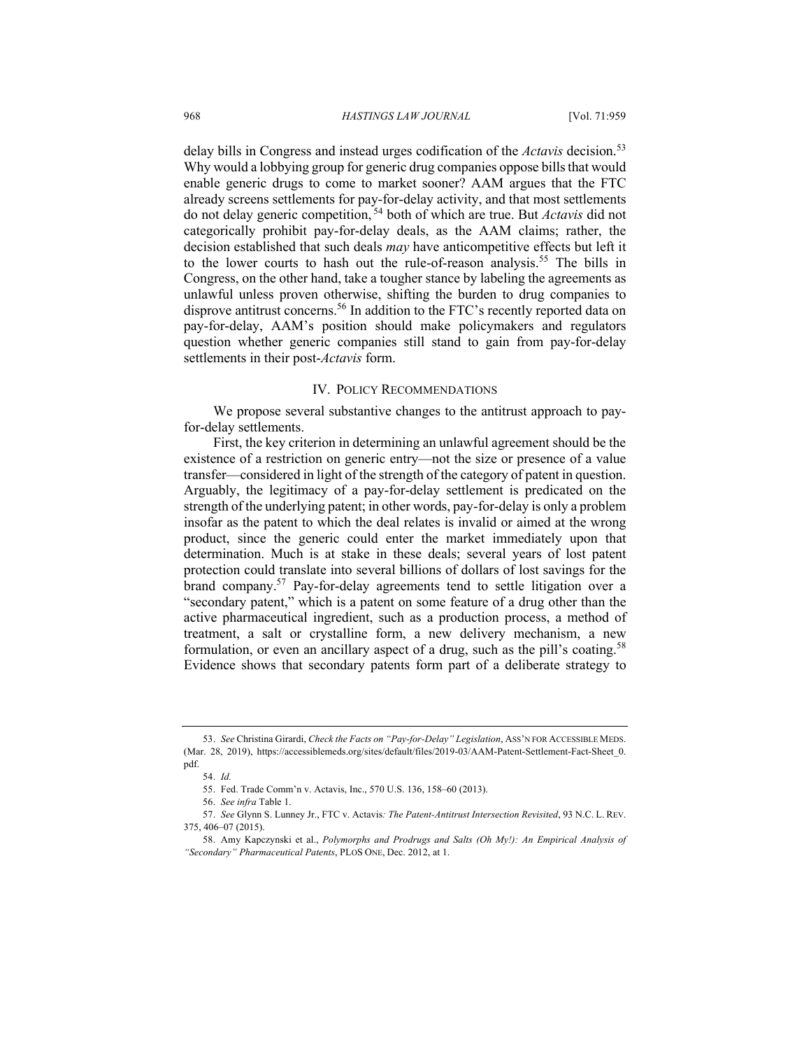delay bills in Congress and instead urges codification of the *Actavis* decision.[53] Why would a lobbying group for generic drug companies oppose bills that would enable generic drugs to come to market sooner? AAM argues that the FTC already screens settlements for pay-for-delay activity, and that most settlements do not delay generic competition,[54] both of which are true. But *Actavis* did not categorically prohibit pay-for-delay deals, as the AAM claims; rather, the decision established that such deals *may* have anticompetitive effects but left it to the lower courts to hash out the rule-of-reason analysis.[55] The bills in Congress, on the other hand, take a tougher stance by labeling the agreements as unlawful unless proven otherwise, shifting the burden to drug companies to disprove antitrust concerns.[56] In addition to the FTC's recently reported data on pay-for-delay, AAM's position should make policymakers and regulators question whether generic companies still stand to gain from pay-for-delay settlements in their post-*Actavis* form.

## IV. Policy Recommendations

We propose several substantive changes to the antitrust approach to pay-for-delay settlements.

First, the key criterion in determining an unlawful agreement should be the existence of a restriction on generic entry—not the size or presence of a value transfer—considered in light of the strength of the category of patent in question. Arguably, the legitimacy of a pay-for-delay settlement is predicated on the strength of the underlying patent; in other words, pay-for-delay is only a problem insofar as the patent to which the deal relates is invalid or aimed at the wrong product, since the generic could enter the market immediately upon that determination. Much is at stake in these deals; several years of lost patent protection could translate into several billions of dollars of lost savings for the brand company.[57] Pay-for-delay agreements tend to settle litigation over a "secondary patent," which is a patent on some feature of a drug other than the active pharmaceutical ingredient, such as a production process, a method of treatment, a salt or crystalline form, a new delivery mechanism, a new formulation, or even an ancillary aspect of a drug, such as the pill's coating.[58] Evidence shows that secondary patents form part of a deliberate strategy to

---

53. *See* Christina Girardi, *Check the Facts on "Pay-for-Delay" Legislation*, Ass'n for Accessible Meds. (Mar. 28, 2019), https://accessiblemeds.org/sites/default/files/2019-03/AAM-Patent-Settlement-Fact-Sheet_0.pdf.

54. *Id.*

55. Fed. Trade Comm'n v. Actavis, Inc., 570 U.S. 136, 158–60 (2013).

56. *See infra* Table 1.

57. *See* Glynn S. Lunney Jr., FTC v. Actavis*: The Patent-Antitrust Intersection Revisited*, 93 N.C. L. Rev. 375, 406–07 (2015).

58. Amy Kapczynski et al., *Polymorphs and Prodrugs and Salts (Oh My!): An Empirical Analysis of "Secondary" Pharmaceutical Patents*, PLoS One, Dec. 2012, at 1.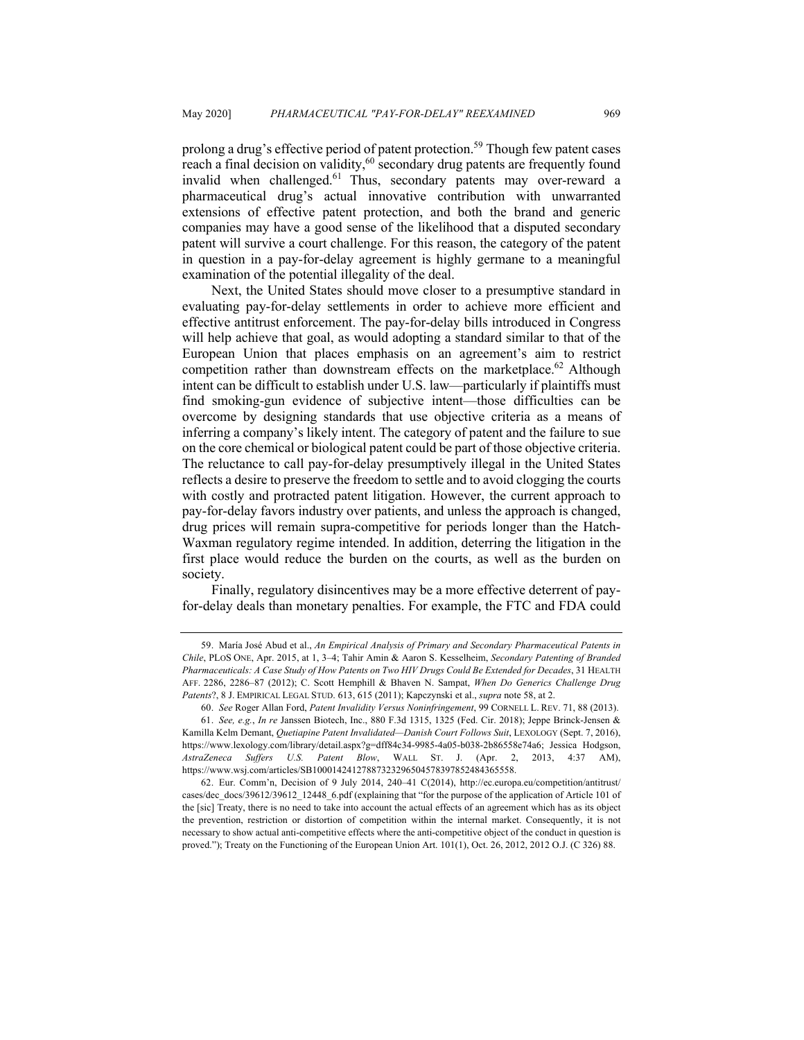prolong a drug's effective period of patent protection.[59] Though few patent cases reach a final decision on validity,[60] secondary drug patents are frequently found invalid when challenged.[61] Thus, secondary patents may over-reward a pharmaceutical drug's actual innovative contribution with unwarranted extensions of effective patent protection, and both the brand and generic companies may have a good sense of the likelihood that a disputed secondary patent will survive a court challenge. For this reason, the category of the patent in question in a pay-for-delay agreement is highly germane to a meaningful examination of the potential illegality of the deal.

Next, the United States should move closer to a presumptive standard in evaluating pay-for-delay settlements in order to achieve more efficient and effective antitrust enforcement. The pay-for-delay bills introduced in Congress will help achieve that goal, as would adopting a standard similar to that of the European Union that places emphasis on an agreement's aim to restrict competition rather than downstream effects on the marketplace.[62] Although intent can be difficult to establish under U.S. law—particularly if plaintiffs must find smoking-gun evidence of subjective intent—those difficulties can be overcome by designing standards that use objective criteria as a means of inferring a company's likely intent. The category of patent and the failure to sue on the core chemical or biological patent could be part of those objective criteria. The reluctance to call pay-for-delay presumptively illegal in the United States reflects a desire to preserve the freedom to settle and to avoid clogging the courts with costly and protracted patent litigation. However, the current approach to pay-for-delay favors industry over patients, and unless the approach is changed, drug prices will remain supra-competitive for periods longer than the Hatch-Waxman regulatory regime intended. In addition, deterring the litigation in the first place would reduce the burden on the courts, as well as the burden on society.

Finally, regulatory disincentives may be a more effective deterrent of pay-for-delay deals than monetary penalties. For example, the FTC and FDA could

---

59. María José Abud et al., *An Empirical Analysis of Primary and Secondary Pharmaceutical Patents in Chile*, PLOS ONE, Apr. 2015, at 1, 3–4; Tahir Amin & Aaron S. Kesselheim, *Secondary Patenting of Branded Pharmaceuticals: A Case Study of How Patents on Two HIV Drugs Could Be Extended for Decades*, 31 HEALTH AFF. 2286, 2286–87 (2012); C. Scott Hemphill & Bhaven N. Sampat, *When Do Generics Challenge Drug Patents*?, 8 J. EMPIRICAL LEGAL STUD. 613, 615 (2011); Kapczynski et al., *supra* note 58, at 2.

60. *See* Roger Allan Ford, *Patent Invalidity Versus Noninfringement*, 99 CORNELL L. REV. 71, 88 (2013).

61. *See, e.g.*, *In re* Janssen Biotech, Inc., 880 F.3d 1315, 1325 (Fed. Cir. 2018); Jeppe Brinck-Jensen & Kamilla Kelm Demant, *Quetiapine Patent Invalidated—Danish Court Follows Suit*, LEXOLOGY (Sept. 7, 2016), https://www.lexology.com/library/detail.aspx?g=dff84c34-9985-4a05-b038-2b86558e74a6; Jessica Hodgson, *AstraZeneca Suffers U.S. Patent Blow*, WALL ST. J. (Apr. 2, 2013, 4:37 AM), https://www.wsj.com/articles/SB10001424127887323296504578397852484365558.

62. Eur. Comm'n, Decision of 9 July 2014, 240–41 C(2014), http://ec.europa.eu/competition/antitrust/cases/dec_docs/39612/39612_12448_6.pdf (explaining that "for the purpose of the application of Article 101 of the [sic] Treaty, there is no need to take into account the actual effects of an agreement which has as its object the prevention, restriction or distortion of competition within the internal market. Consequently, it is not necessary to show actual anti-competitive effects where the anti-competitive object of the conduct in question is proved."); Treaty on the Functioning of the European Union Art. 101(1), Oct. 26, 2012, 2012 O.J. (C 326) 88.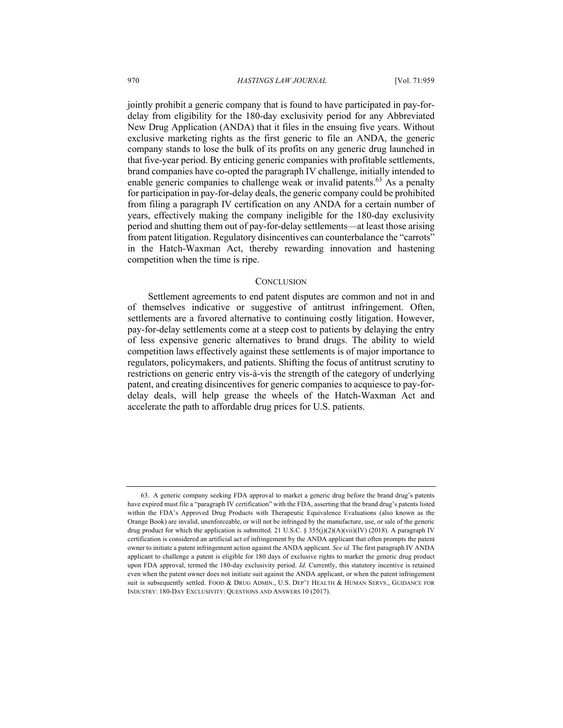jointly prohibit a generic company that is found to have participated in pay-for-delay from eligibility for the 180-day exclusivity period for any Abbreviated New Drug Application (ANDA) that it files in the ensuing five years. Without exclusive marketing rights as the first generic to file an ANDA, the generic company stands to lose the bulk of its profits on any generic drug launched in that five-year period. By enticing generic companies with profitable settlements, brand companies have co-opted the paragraph IV challenge, initially intended to enable generic companies to challenge weak or invalid patents.[63] As a penalty for participation in pay-for-delay deals, the generic company could be prohibited from filing a paragraph IV certification on any ANDA for a certain number of years, effectively making the company ineligible for the 180-day exclusivity period and shutting them out of pay-for-delay settlements—at least those arising from patent litigation. Regulatory disincentives can counterbalance the "carrots" in the Hatch-Waxman Act, thereby rewarding innovation and hastening competition when the time is ripe.

## CONCLUSION

Settlement agreements to end patent disputes are common and not in and of themselves indicative or suggestive of antitrust infringement. Often, settlements are a favored alternative to continuing costly litigation. However, pay-for-delay settlements come at a steep cost to patients by delaying the entry of less expensive generic alternatives to brand drugs. The ability to wield competition laws effectively against these settlements is of major importance to regulators, policymakers, and patients. Shifting the focus of antitrust scrutiny to restrictions on generic entry vis-à-vis the strength of the category of underlying patent, and creating disincentives for generic companies to acquiesce to pay-for-delay deals, will help grease the wheels of the Hatch-Waxman Act and accelerate the path to affordable drug prices for U.S. patients.

---

63. A generic company seeking FDA approval to market a generic drug before the brand drug's patents have expired must file a "paragraph IV certification" with the FDA, asserting that the brand drug's patents listed within the FDA's Approved Drug Products with Therapeutic Equivalence Evaluations (also known as the Orange Book) are invalid, unenforceable, or will not be infringed by the manufacture, use, or sale of the generic drug product for which the application is submitted. 21 U.S.C. § 355(j)(2)(A)(vii)(IV) (2018). A paragraph IV certification is considered an artificial act of infringement by the ANDA applicant that often prompts the patent owner to initiate a patent infringement action against the ANDA applicant. *See id.* The first paragraph IV ANDA applicant to challenge a patent is eligible for 180 days of exclusive rights to market the generic drug product upon FDA approval, termed the 180-day exclusivity period. *Id.* Currently, this statutory incentive is retained even when the patent owner does not initiate suit against the ANDA applicant, or when the patent infringement suit is subsequently settled. FOOD & DRUG ADMIN., U.S. DEP'T HEALTH & HUMAN SERVS., GUIDANCE FOR INDUSTRY: 180-DAY EXCLUSIVITY: QUESTIONS AND ANSWERS 10 (2017).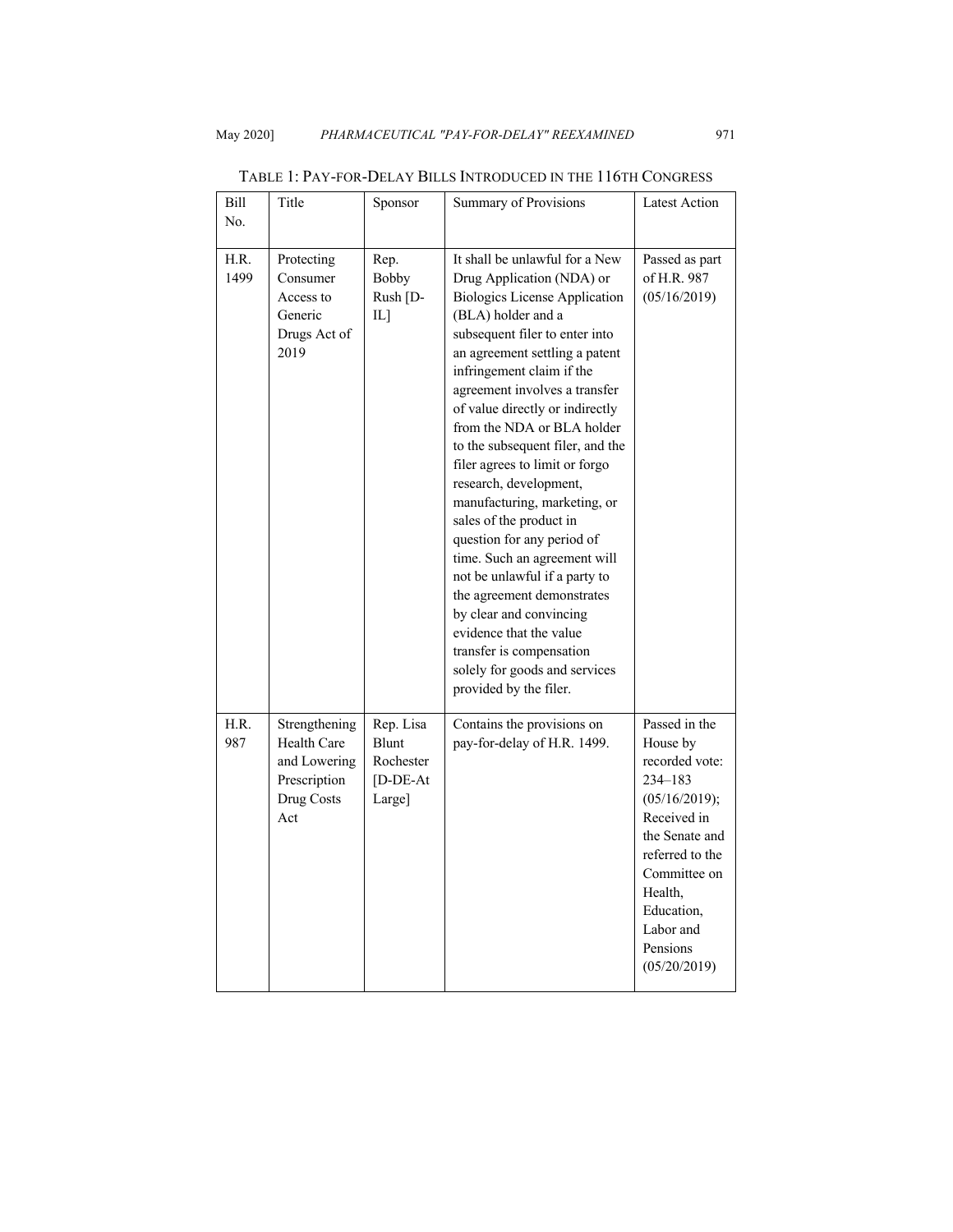TABLE 1: PAY-FOR-DELAY BILLS INTRODUCED IN THE 116TH CONGRESS

| Bill No. | Title | Sponsor | Summary of Provisions | Latest Action |
|---|---|---|---|---|
| H.R. 1499 | Protecting Consumer Access to Generic Drugs Act of 2019 | Rep. Bobby Rush [D-IL] | It shall be unlawful for a New Drug Application (NDA) or Biologics License Application (BLA) holder and a subsequent filer to enter into an agreement settling a patent infringement claim if the agreement involves a transfer of value directly or indirectly from the NDA or BLA holder to the subsequent filer, and the filer agrees to limit or forgo research, development, manufacturing, marketing, or sales of the product in question for any period of time. Such an agreement will not be unlawful if a party to the agreement demonstrates by clear and convincing evidence that the value transfer is compensation solely for goods and services provided by the filer. | Passed as part of H.R. 987 (05/16/2019) |
| H.R. 987 | Strengthening Health Care and Lowering Prescription Drug Costs Act | Rep. Lisa Blunt Rochester [D-DE-At Large] | Contains the provisions on pay-for-delay of H.R. 1499. | Passed in the House by recorded vote: 234–183 (05/16/2019); Received in the Senate and referred to the Committee on Health, Education, Labor and Pensions (05/20/2019) |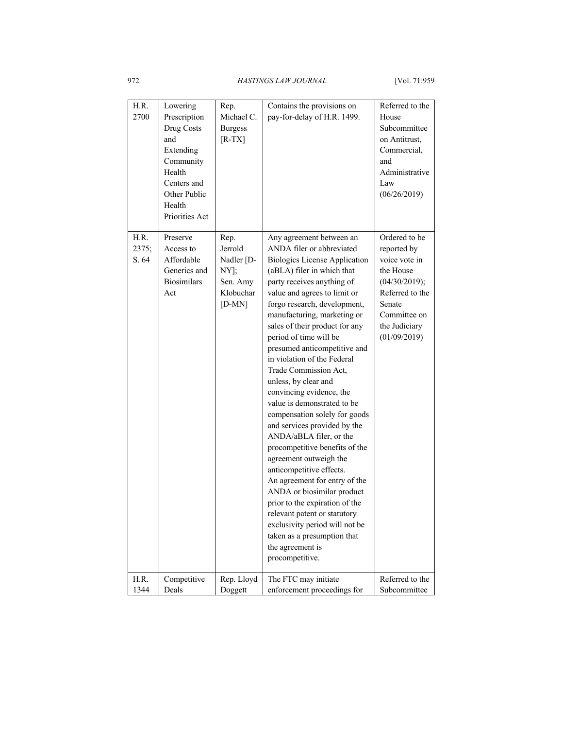| H.R. 2700 | Lowering Prescription Drug Costs and Extending Community Health Centers and Other Public Health Priorities Act | Rep. Michael C. Burgess [R-TX] | Contains the provisions on pay-for-delay of H.R. 1499. | Referred to the House Subcommittee on Antitrust, Commercial, and Administrative Law (06/26/2019) |
|---|---|---|---|---|
| H.R. 2375; S. 64 | Preserve Access to Affordable Generics and Biosimilars Act | Rep. Jerrold Nadler [D-NY]; Sen. Amy Klobuchar [D-MN] | Any agreement between an ANDA filer or abbreviated Biologics License Application (aBLA) filer in which that party receives anything of value and agrees to limit or forgo research, development, manufacturing, marketing or sales of their product for any period of time will be presumed anticompetitive and in violation of the Federal Trade Commission Act, unless, by clear and convincing evidence, the value is demonstrated to be compensation solely for goods and services provided by the ANDA/aBLA filer, or the procompetitive benefits of the agreement outweigh the anticompetitive effects. An agreement for entry of the ANDA or biosimilar product prior to the expiration of the relevant patent or statutory exclusivity period will not be taken as a presumption that the agreement is procompetitive. | Ordered to be reported by voice vote in the House (04/30/2019); Referred to the Senate Committee on the Judiciary (01/09/2019) |
| H.R. 1344 | Competitive Deals | Rep. Lloyd Doggett | The FTC may initiate enforcement proceedings for | Referred to the Subcommittee |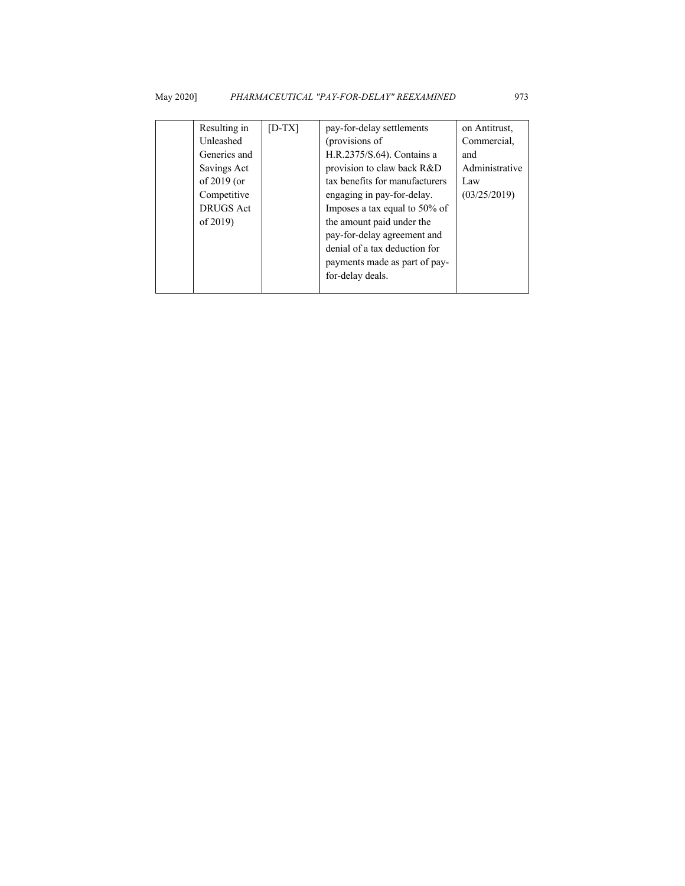| | Resulting in Unleashed Generics and Savings Act of 2019 (or Competitive DRUGS Act of 2019) | [D-TX] | pay-for-delay settlements (provisions of H.R.2375/S.64). Contains a provision to claw back R&D tax benefits for manufacturers engaging in pay-for-delay. Imposes a tax equal to 50% of the amount paid under the pay-for-delay agreement and denial of a tax deduction for payments made as part of pay-for-delay deals. | on Antitrust, Commercial, and Administrative Law (03/25/2019) |
|---|---|---|---|---|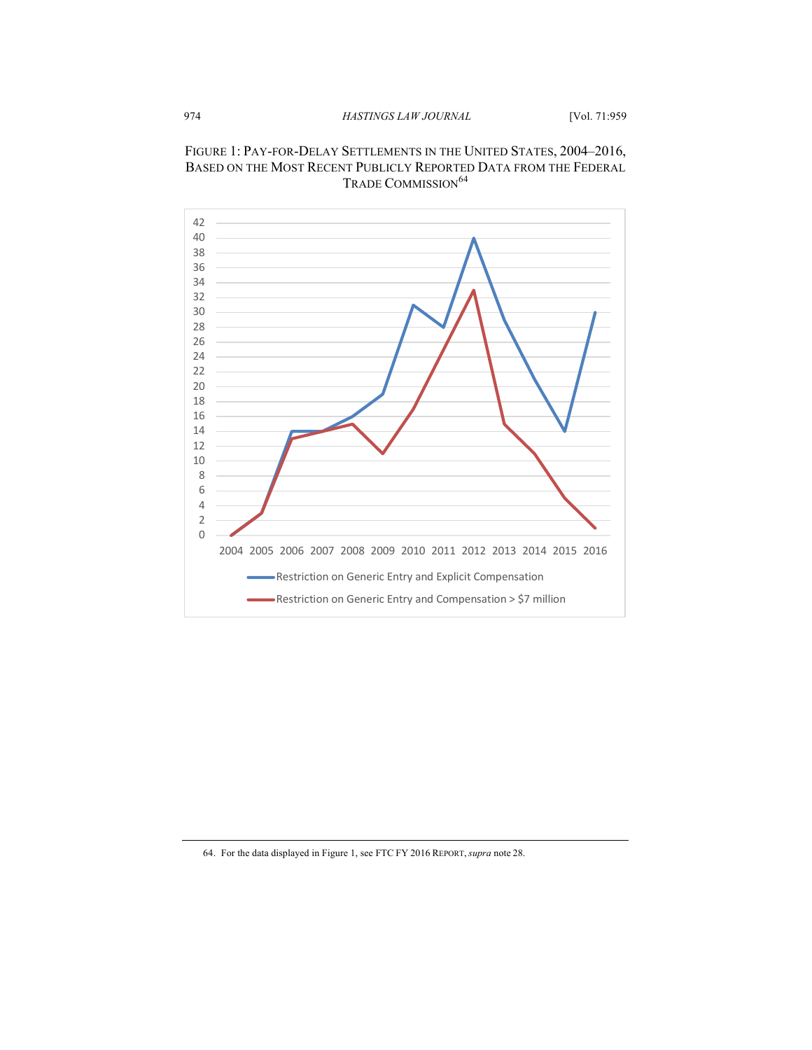FIGURE 1: PAY-FOR-DELAY SETTLEMENTS IN THE UNITED STATES, 2004–2016, BASED ON THE MOST RECENT PUBLICLY REPORTED DATA FROM THE FEDERAL TRADE COMMISSION[64]

42
40
38
36
34
32
30
28
26
24
22
20
18
16
14
12
10
8
6
4
2
0

2004 2005 2006 2007 2008 2009 2010 2011 2012 2013 2014 2015 2016

Restriction on Generic Entry and Explicit Compensation

Restriction on Generic Entry and Compensation > $7 million

64. For the data displayed in Figure 1, see FTC FY 2016 REPORT, *supra* note 28.